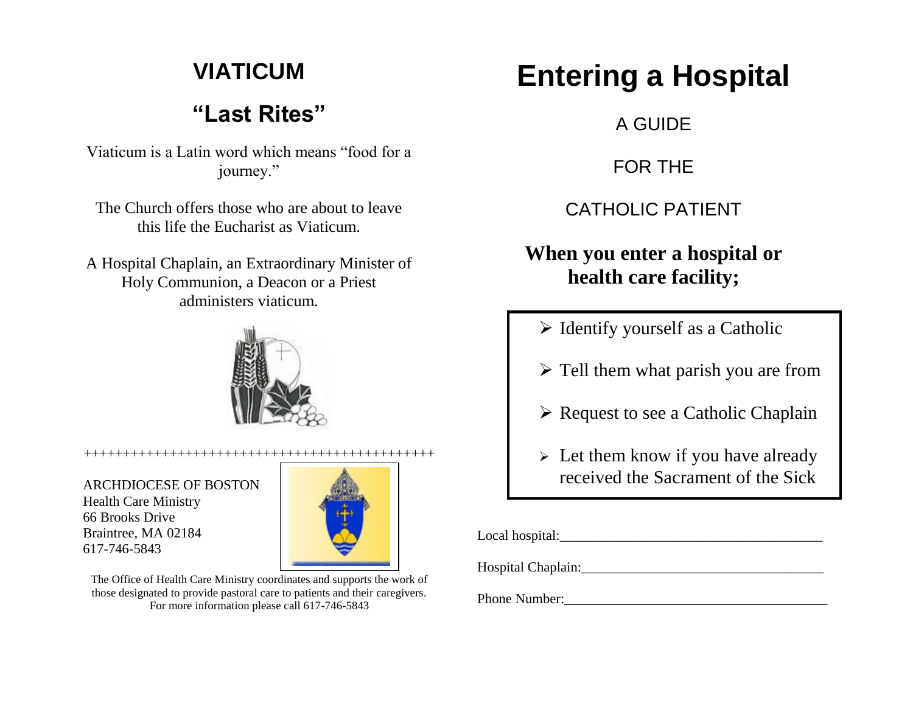# VIATICUM

## "Last Rites"

Viaticum is a Latin word which means "food for a journey."

The Church offers those who are about to leave this life the Eucharist as Viaticum.

A Hospital Chaplain, an Extraordinary Minister of Holy Communion, a Deacon or a Priest administers viaticum.

++++++++++++++++++++++++++++++++++++++++++++++

ARCHDIOCESE OF BOSTON
Health Care Ministry
66 Brooks Drive
Braintree, MA 02184
617-746-5843

The Office of Health Care Ministry coordinates and supports the work of those designated to provide pastoral care to patients and their caregivers. For more information please call 617-746-5843

# Entering a Hospital

A GUIDE

FOR THE

CATHOLIC PATIENT

**When you enter a hospital or health care facility;**

- Identify yourself as a Catholic
- Tell them what parish you are from
- Request to see a Catholic Chaplain
- Let them know if you have already received the Sacrament of the Sick

Local hospital:_____________________________________

Hospital Chaplain:___________________________________

Phone Number:_____________________________________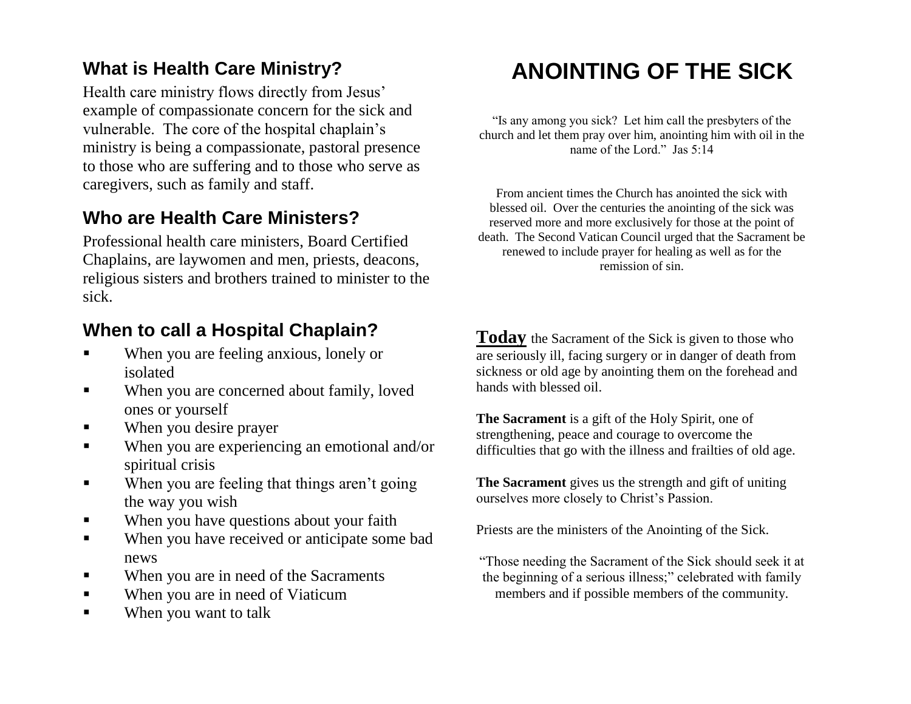## What is Health Care Ministry?

Health care ministry flows directly from Jesus' example of compassionate concern for the sick and vulnerable. The core of the hospital chaplain's ministry is being a compassionate, pastoral presence to those who are suffering and to those who serve as caregivers, such as family and staff.

## Who are Health Care Ministers?

Professional health care ministers, Board Certified Chaplains, are laywomen and men, priests, deacons, religious sisters and brothers trained to minister to the sick.

## When to call a Hospital Chaplain?

- When you are feeling anxious, lonely or isolated
- When you are concerned about family, loved ones or yourself
- When you desire prayer
- When you are experiencing an emotional and/or spiritual crisis
- When you are feeling that things aren't going the way you wish
- When you have questions about your faith
- When you have received or anticipate some bad news
- When you are in need of the Sacraments
- When you are in need of Viaticum
- When you want to talk

# ANOINTING OF THE SICK

"Is any among you sick? Let him call the presbyters of the church and let them pray over him, anointing him with oil in the name of the Lord." Jas 5:14

From ancient times the Church has anointed the sick with blessed oil. Over the centuries the anointing of the sick was reserved more and more exclusively for those at the point of death. The Second Vatican Council urged that the Sacrament be renewed to include prayer for healing as well as for the remission of sin.

**Today** the Sacrament of the Sick is given to those who are seriously ill, facing surgery or in danger of death from sickness or old age by anointing them on the forehead and hands with blessed oil.

**The Sacrament** is a gift of the Holy Spirit, one of strengthening, peace and courage to overcome the difficulties that go with the illness and frailties of old age.

**The Sacrament** gives us the strength and gift of uniting ourselves more closely to Christ's Passion.

Priests are the ministers of the Anointing of the Sick.

"Those needing the Sacrament of the Sick should seek it at the beginning of a serious illness;" celebrated with family members and if possible members of the community.